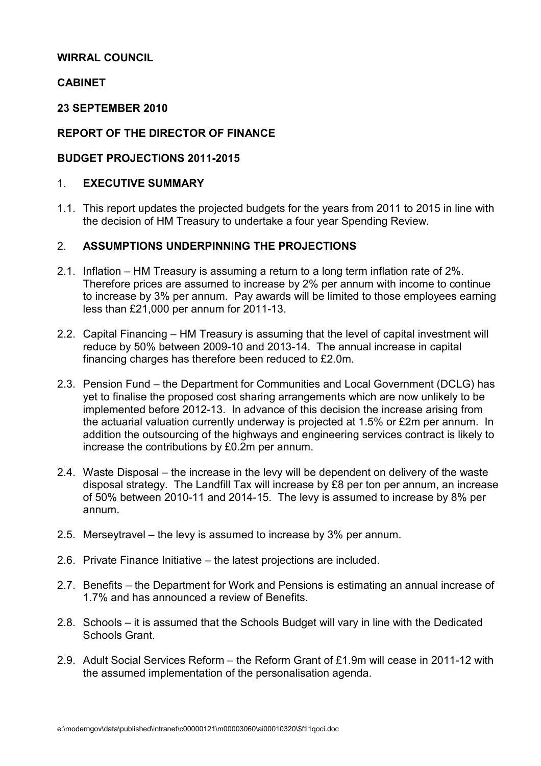**WIRRAL COUNCIL**

**CABINET**

**23 SEPTEMBER 2010**

**REPORT OF THE DIRECTOR OF FINANCE**

**BUDGET PROJECTIONS 2011-2015**

## 1. EXECUTIVE SUMMARY

1.1. This report updates the projected budgets for the years from 2011 to 2015 in line with the decision of HM Treasury to undertake a four year Spending Review.

## 2. ASSUMPTIONS UNDERPINNING THE PROJECTIONS

2.1. Inflation – HM Treasury is assuming a return to a long term inflation rate of 2%. Therefore prices are assumed to increase by 2% per annum with income to continue to increase by 3% per annum. Pay awards will be limited to those employees earning less than £21,000 per annum for 2011-13.

2.2. Capital Financing – HM Treasury is assuming that the level of capital investment will reduce by 50% between 2009-10 and 2013-14. The annual increase in capital financing charges has therefore been reduced to £2.0m.

2.3. Pension Fund – the Department for Communities and Local Government (DCLG) has yet to finalise the proposed cost sharing arrangements which are now unlikely to be implemented before 2012-13. In advance of this decision the increase arising from the actuarial valuation currently underway is projected at 1.5% or £2m per annum. In addition the outsourcing of the highways and engineering services contract is likely to increase the contributions by £0.2m per annum.

2.4. Waste Disposal – the increase in the levy will be dependent on delivery of the waste disposal strategy. The Landfill Tax will increase by £8 per ton per annum, an increase of 50% between 2010-11 and 2014-15. The levy is assumed to increase by 8% per annum.

2.5. Merseytravel – the levy is assumed to increase by 3% per annum.

2.6. Private Finance Initiative – the latest projections are included.

2.7. Benefits – the Department for Work and Pensions is estimating an annual increase of 1.7% and has announced a review of Benefits.

2.8. Schools – it is assumed that the Schools Budget will vary in line with the Dedicated Schools Grant.

2.9. Adult Social Services Reform – the Reform Grant of £1.9m will cease in 2011-12 with the assumed implementation of the personalisation agenda.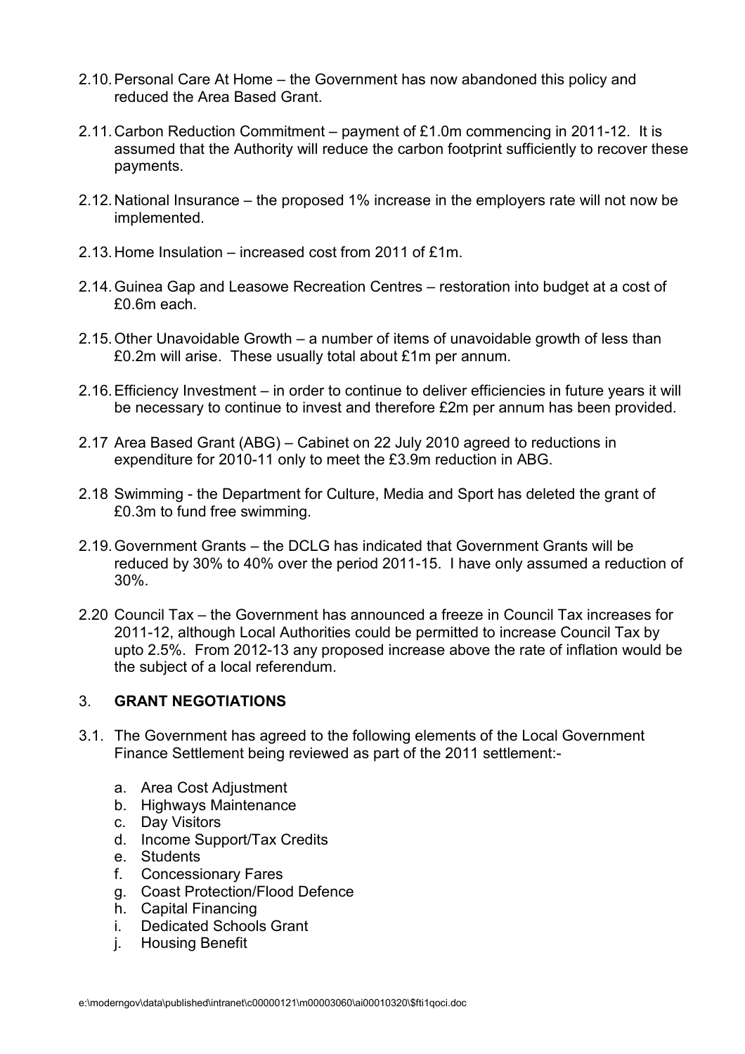2.10. Personal Care At Home – the Government has now abandoned this policy and reduced the Area Based Grant.

2.11. Carbon Reduction Commitment – payment of £1.0m commencing in 2011-12. It is assumed that the Authority will reduce the carbon footprint sufficiently to recover these payments.

2.12. National Insurance – the proposed 1% increase in the employers rate will not now be implemented.

2.13. Home Insulation – increased cost from 2011 of £1m.

2.14. Guinea Gap and Leasowe Recreation Centres – restoration into budget at a cost of £0.6m each.

2.15. Other Unavoidable Growth – a number of items of unavoidable growth of less than £0.2m will arise. These usually total about £1m per annum.

2.16. Efficiency Investment – in order to continue to deliver efficiencies in future years it will be necessary to continue to invest and therefore £2m per annum has been provided.

2.17 Area Based Grant (ABG) – Cabinet on 22 July 2010 agreed to reductions in expenditure for 2010-11 only to meet the £3.9m reduction in ABG.

2.18 Swimming - the Department for Culture, Media and Sport has deleted the grant of £0.3m to fund free swimming.

2.19. Government Grants – the DCLG has indicated that Government Grants will be reduced by 30% to 40% over the period 2011-15. I have only assumed a reduction of 30%.

2.20 Council Tax – the Government has announced a freeze in Council Tax increases for 2011-12, although Local Authorities could be permitted to increase Council Tax by upto 2.5%. From 2012-13 any proposed increase above the rate of inflation would be the subject of a local referendum.

## 3. GRANT NEGOTIATIONS

3.1. The Government has agreed to the following elements of the Local Government Finance Settlement being reviewed as part of the 2011 settlement:-

a. Area Cost Adjustment
b. Highways Maintenance
c. Day Visitors
d. Income Support/Tax Credits
e. Students
f. Concessionary Fares
g. Coast Protection/Flood Defence
h. Capital Financing
i. Dedicated Schools Grant
j. Housing Benefit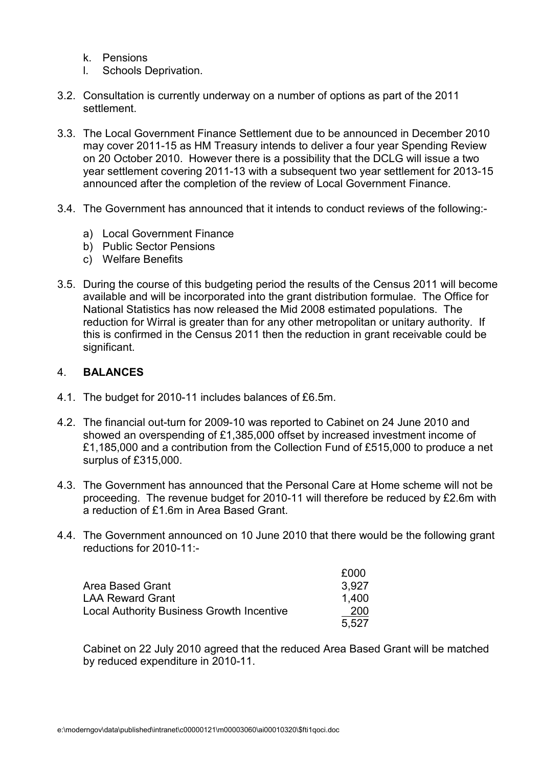k. Pensions
l. Schools Deprivation.

3.2. Consultation is currently underway on a number of options as part of the 2011 settlement.

3.3. The Local Government Finance Settlement due to be announced in December 2010 may cover 2011-15 as HM Treasury intends to deliver a four year Spending Review on 20 October 2010. However there is a possibility that the DCLG will issue a two year settlement covering 2011-13 with a subsequent two year settlement for 2013-15 announced after the completion of the review of Local Government Finance.

3.4. The Government has announced that it intends to conduct reviews of the following:-

a) Local Government Finance
b) Public Sector Pensions
c) Welfare Benefits

3.5. During the course of this budgeting period the results of the Census 2011 will become available and will be incorporated into the grant distribution formulae. The Office for National Statistics has now released the Mid 2008 estimated populations. The reduction for Wirral is greater than for any other metropolitan or unitary authority. If this is confirmed in the Census 2011 then the reduction in grant receivable could be significant.

## 4. BALANCES

4.1. The budget for 2010-11 includes balances of £6.5m.

4.2. The financial out-turn for 2009-10 was reported to Cabinet on 24 June 2010 and showed an overspending of £1,385,000 offset by increased investment income of £1,185,000 and a contribution from the Collection Fund of £515,000 to produce a net surplus of £315,000.

4.3. The Government has announced that the Personal Care at Home scheme will not be proceeding. The revenue budget for 2010-11 will therefore be reduced by £2.6m with a reduction of £1.6m in Area Based Grant.

4.4. The Government announced on 10 June 2010 that there would be the following grant reductions for 2010-11:-

| | £000 |
|---|---|
| Area Based Grant | 3,927 |
| LAA Reward Grant | 1,400 |
| Local Authority Business Growth Incentive | 200 |
| | 5,527 |

Cabinet on 22 July 2010 agreed that the reduced Area Based Grant will be matched by reduced expenditure in 2010-11.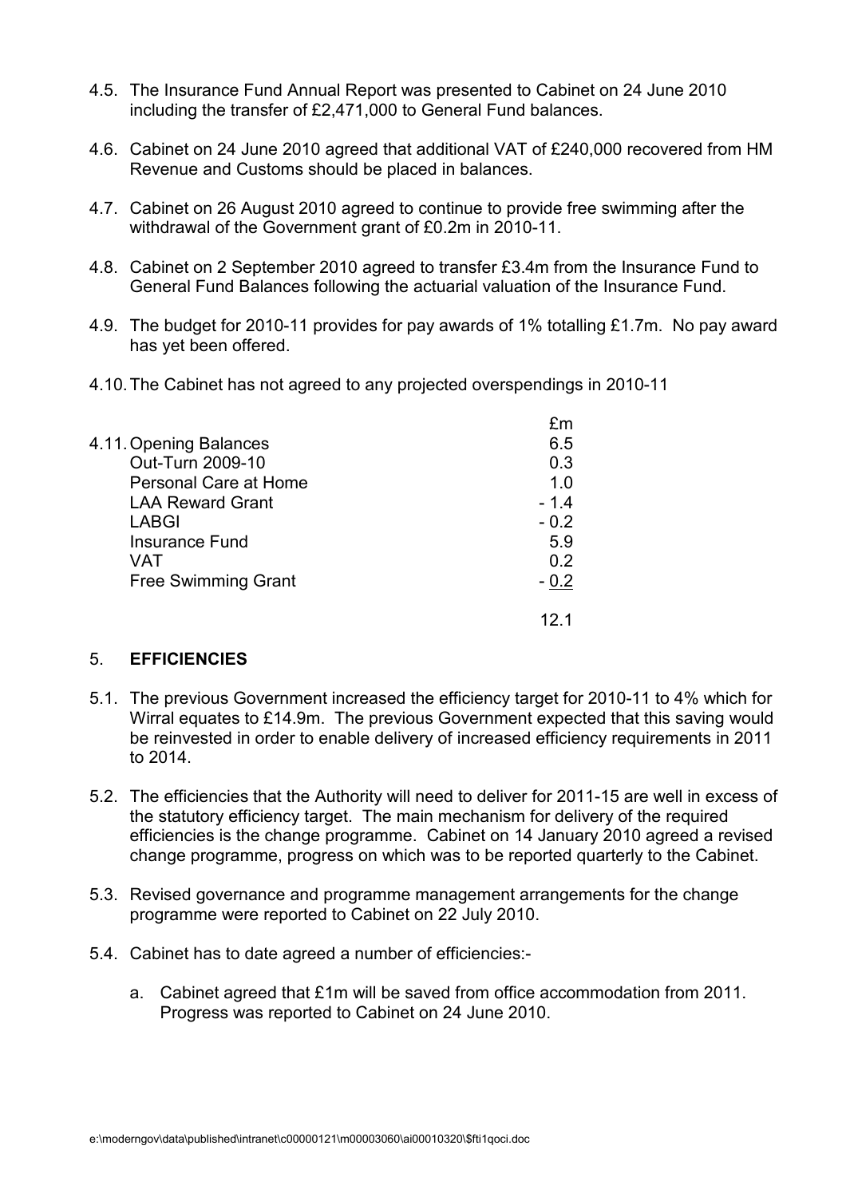4.5. The Insurance Fund Annual Report was presented to Cabinet on 24 June 2010 including the transfer of £2,471,000 to General Fund balances.

4.6. Cabinet on 24 June 2010 agreed that additional VAT of £240,000 recovered from HM Revenue and Customs should be placed in balances.

4.7. Cabinet on 26 August 2010 agreed to continue to provide free swimming after the withdrawal of the Government grant of £0.2m in 2010-11.

4.8. Cabinet on 2 September 2010 agreed to transfer £3.4m from the Insurance Fund to General Fund Balances following the actuarial valuation of the Insurance Fund.

4.9. The budget for 2010-11 provides for pay awards of 1% totalling £1.7m. No pay award has yet been offered.

4.10. The Cabinet has not agreed to any projected overspendings in 2010-11

4.11.

| | £m |
|---|---|
| Opening Balances | 6.5 |
| Out-Turn 2009-10 | 0.3 |
| Personal Care at Home | 1.0 |
| LAA Reward Grant | - 1.4 |
| LABGI | - 0.2 |
| Insurance Fund | 5.9 |
| VAT | 0.2 |
| Free Swimming Grant | - 0.2 |
| | 12.1 |

## 5. **EFFICIENCIES**

5.1. The previous Government increased the efficiency target for 2010-11 to 4% which for Wirral equates to £14.9m. The previous Government expected that this saving would be reinvested in order to enable delivery of increased efficiency requirements in 2011 to 2014.

5.2. The efficiencies that the Authority will need to deliver for 2011-15 are well in excess of the statutory efficiency target. The main mechanism for delivery of the required efficiencies is the change programme. Cabinet on 14 January 2010 agreed a revised change programme, progress on which was to be reported quarterly to the Cabinet.

5.3. Revised governance and programme management arrangements for the change programme were reported to Cabinet on 22 July 2010.

5.4. Cabinet has to date agreed a number of efficiencies:-

a. Cabinet agreed that £1m will be saved from office accommodation from 2011. Progress was reported to Cabinet on 24 June 2010.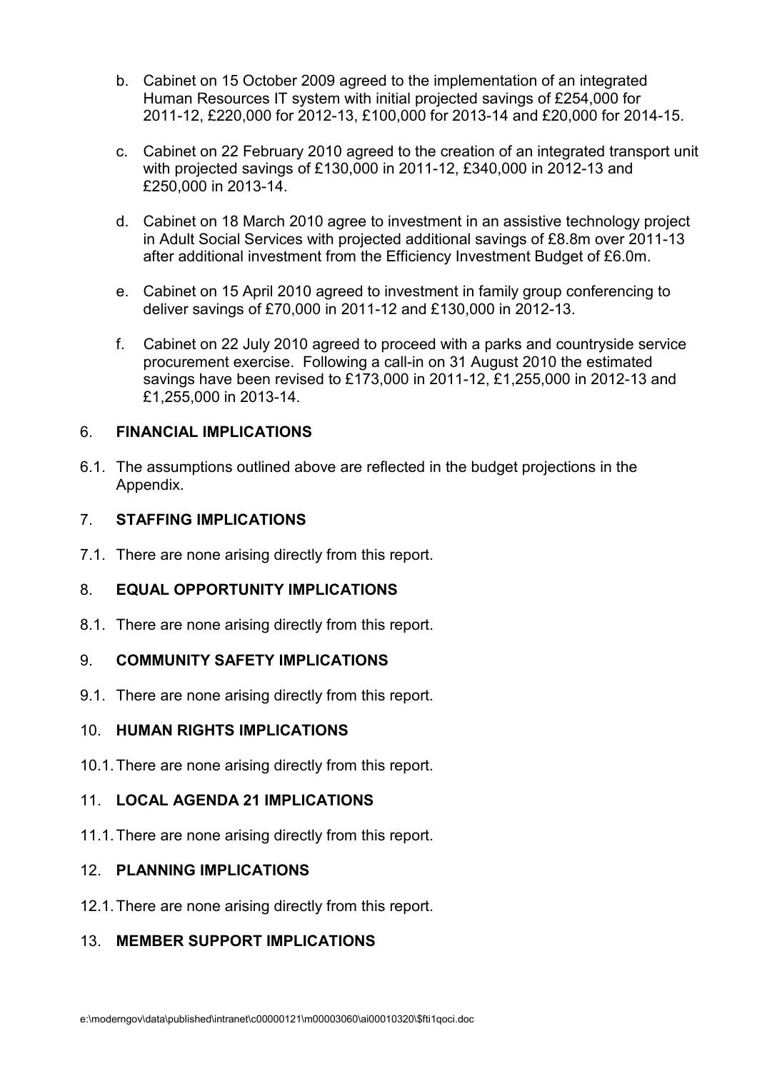b. Cabinet on 15 October 2009 agreed to the implementation of an integrated Human Resources IT system with initial projected savings of £254,000 for 2011-12, £220,000 for 2012-13, £100,000 for 2013-14 and £20,000 for 2014-15.

c. Cabinet on 22 February 2010 agreed to the creation of an integrated transport unit with projected savings of £130,000 in 2011-12, £340,000 in 2012-13 and £250,000 in 2013-14.

d. Cabinet on 18 March 2010 agree to investment in an assistive technology project in Adult Social Services with projected additional savings of £8.8m over 2011-13 after additional investment from the Efficiency Investment Budget of £6.0m.

e. Cabinet on 15 April 2010 agreed to investment in family group conferencing to deliver savings of £70,000 in 2011-12 and £130,000 in 2012-13.

f. Cabinet on 22 July 2010 agreed to proceed with a parks and countryside service procurement exercise. Following a call-in on 31 August 2010 the estimated savings have been revised to £173,000 in 2011-12, £1,255,000 in 2012-13 and £1,255,000 in 2013-14.

## 6. FINANCIAL IMPLICATIONS

6.1. The assumptions outlined above are reflected in the budget projections in the Appendix.

## 7. STAFFING IMPLICATIONS

7.1. There are none arising directly from this report.

## 8. EQUAL OPPORTUNITY IMPLICATIONS

8.1. There are none arising directly from this report.

## 9. COMMUNITY SAFETY IMPLICATIONS

9.1. There are none arising directly from this report.

## 10. HUMAN RIGHTS IMPLICATIONS

10.1. There are none arising directly from this report.

## 11. LOCAL AGENDA 21 IMPLICATIONS

11.1. There are none arising directly from this report.

## 12. PLANNING IMPLICATIONS

12.1. There are none arising directly from this report.

## 13. MEMBER SUPPORT IMPLICATIONS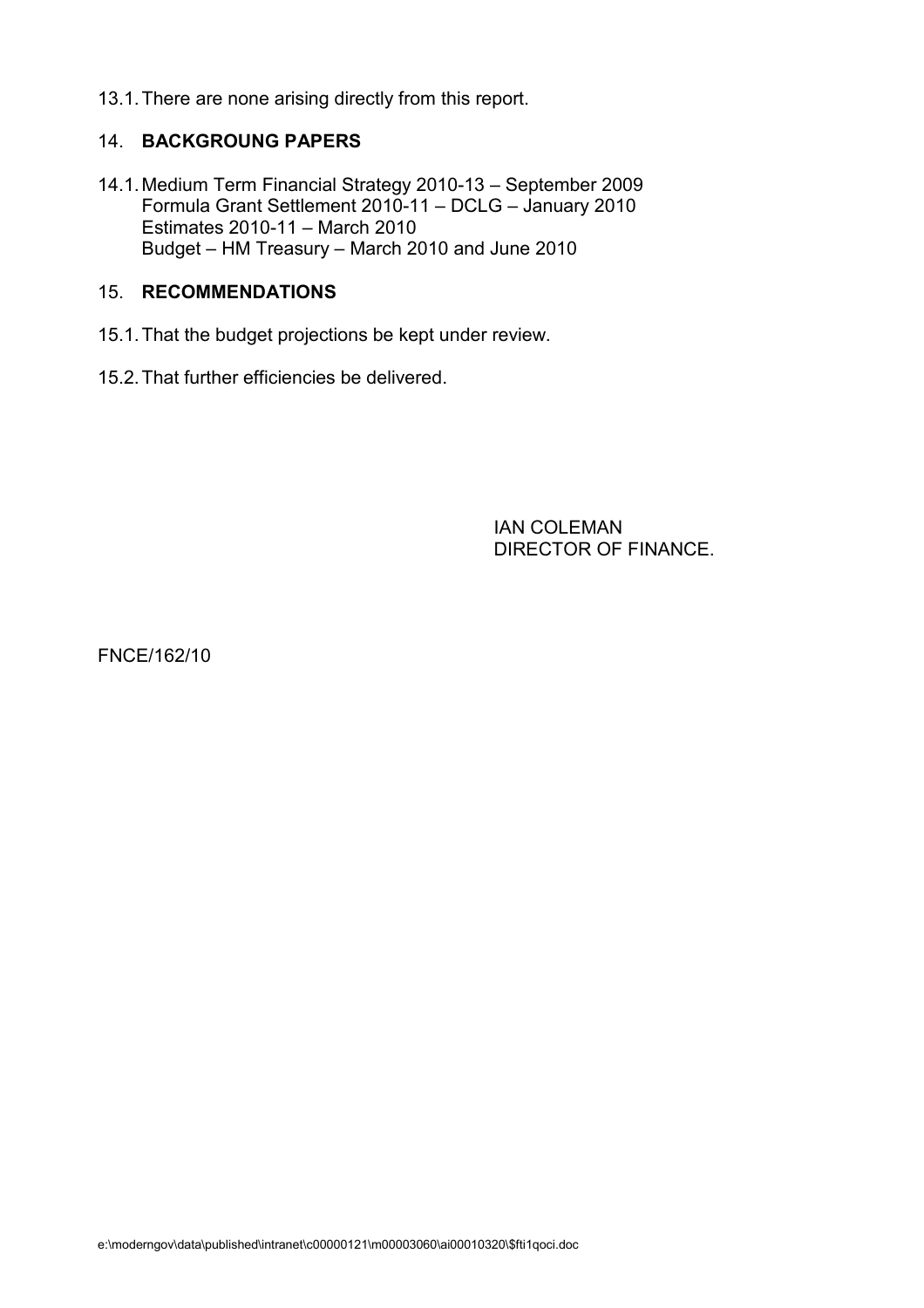13.1. There are none arising directly from this report.

## 14. BACKGROUNG PAPERS

14.1. Medium Term Financial Strategy 2010-13 – September 2009
Formula Grant Settlement 2010-11 – DCLG – January 2010
Estimates 2010-11 – March 2010
Budget – HM Treasury – March 2010 and June 2010

## 15. RECOMMENDATIONS

15.1. That the budget projections be kept under review.

15.2. That further efficiencies be delivered.

IAN COLEMAN
DIRECTOR OF FINANCE.

FNCE/162/10

e:\moderngov\data\published\intranet\c00000121\m00003060\ai00010320\$fti1qoci.doc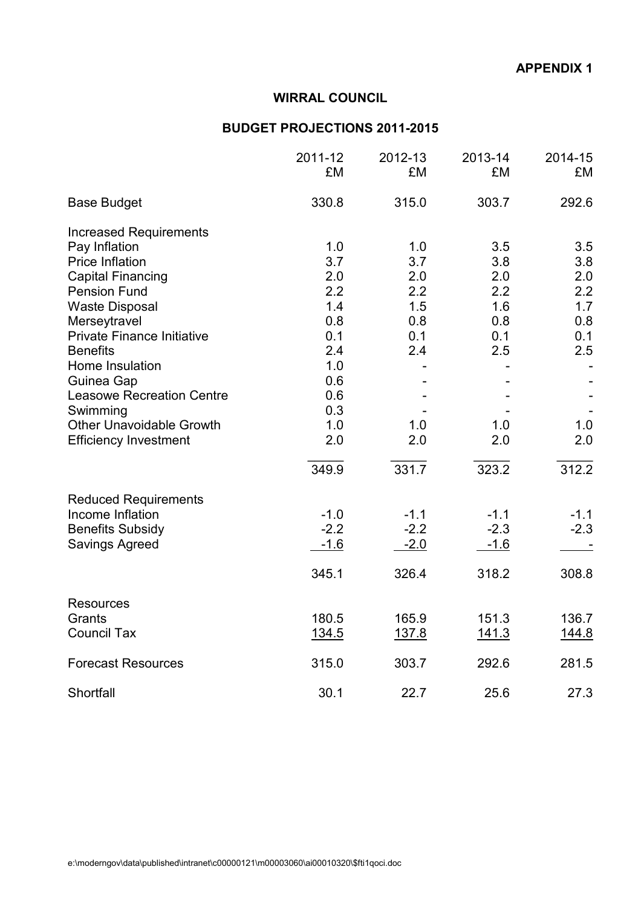**APPENDIX 1**

## WIRRAL COUNCIL

## BUDGET PROJECTIONS 2011-2015

| | 2011-12 £M | 2012-13 £M | 2013-14 £M | 2014-15 £M |
|---|---|---|---|---|
| Base Budget | 330.8 | 315.0 | 303.7 | 292.6 |
| Increased Requirements | | | | |
| Pay Inflation | 1.0 | 1.0 | 3.5 | 3.5 |
| Price Inflation | 3.7 | 3.7 | 3.8 | 3.8 |
| Capital Financing | 2.0 | 2.0 | 2.0 | 2.0 |
| Pension Fund | 2.2 | 2.2 | 2.2 | 2.2 |
| Waste Disposal | 1.4 | 1.5 | 1.6 | 1.7 |
| Merseytravel | 0.8 | 0.8 | 0.8 | 0.8 |
| Private Finance Initiative | 0.1 | 0.1 | 0.1 | 0.1 |
| Benefits | 2.4 | 2.4 | 2.5 | 2.5 |
| Home Insulation | 1.0 | - | - | - |
| Guinea Gap | 0.6 | - | - | - |
| Leasowe Recreation Centre | 0.6 | - | - | - |
| Swimming | 0.3 | - | - | - |
| Other Unavoidable Growth | 1.0 | 1.0 | 1.0 | 1.0 |
| Efficiency Investment | 2.0 | 2.0 | 2.0 | 2.0 |
| | 349.9 | 331.7 | 323.2 | 312.2 |
| Reduced Requirements | | | | |
| Income Inflation | -1.0 | -1.1 | -1.1 | -1.1 |
| Benefits Subsidy | -2.2 | -2.2 | -2.3 | -2.3 |
| Savings Agreed | -1.6 | -2.0 | -1.6 | - |
| | 345.1 | 326.4 | 318.2 | 308.8 |
| Resources | | | | |
| Grants | 180.5 | 165.9 | 151.3 | 136.7 |
| Council Tax | 134.5 | 137.8 | 141.3 | 144.8 |
| Forecast Resources | 315.0 | 303.7 | 292.6 | 281.5 |
| Shortfall | 30.1 | 22.7 | 25.6 | 27.3 |

e:\moderngov\data\published\intranet\c00000121\m00003060\ai00010320\$fti1qoci.doc